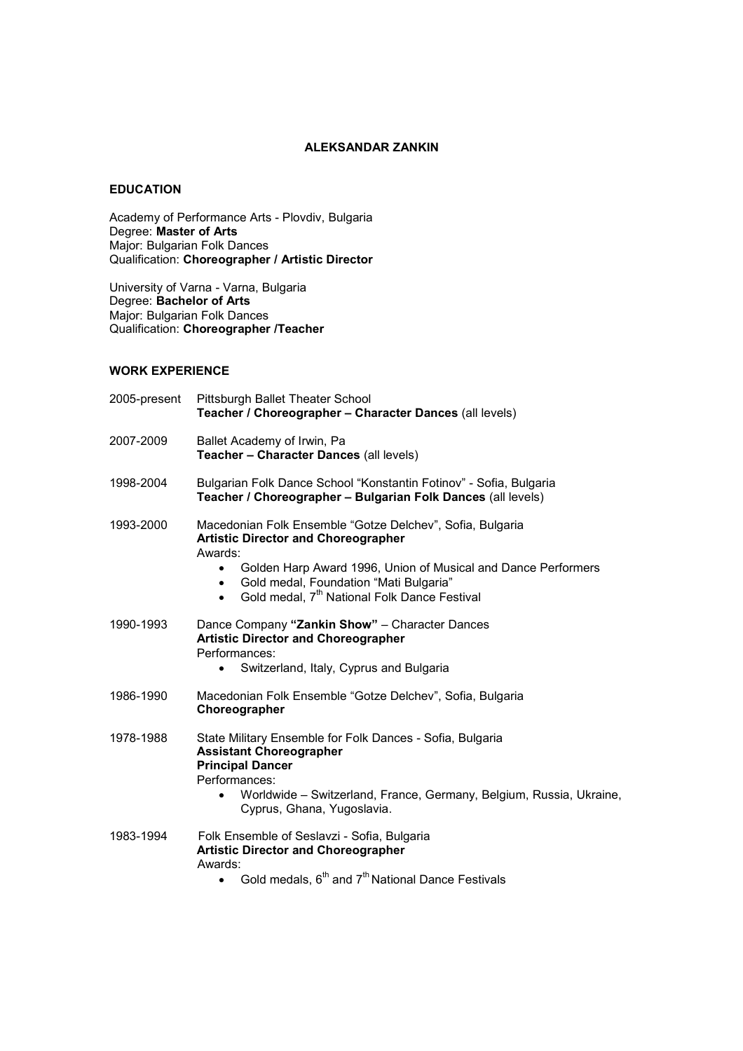# ALEKSANDAR ZANKIN

## EDUCATION

Academy of Performance Arts - Plovdiv, Bulgaria
Degree: **Master of Arts**
Major: Bulgarian Folk Dances
Qualification: **Choreographer / Artistic Director**

University of Varna - Varna, Bulgaria
Degree: **Bachelor of Arts**
Major: Bulgarian Folk Dances
Qualification: **Choreographer /Teacher**

## WORK EXPERIENCE

**2005-present** — Pittsburgh Ballet Theater School
**Teacher / Choreographer – Character Dances** (all levels)

**2007-2009** — Ballet Academy of Irwin, Pa
**Teacher – Character Dances** (all levels)

**1998-2004** — Bulgarian Folk Dance School "Konstantin Fotinov" - Sofia, Bulgaria
**Teacher / Choreographer – Bulgarian Folk Dances** (all levels)

**1993-2000** — Macedonian Folk Ensemble "Gotze Delchev", Sofia, Bulgaria
**Artistic Director and Choreographer**
Awards:

- Golden Harp Award 1996, Union of Musical and Dance Performers
- Gold medal, Foundation "Mati Bulgaria"
- Gold medal, 7th National Folk Dance Festival

**1990-1993** — Dance Company **"Zankin Show"** – Character Dances
**Artistic Director and Choreographer**
Performances:

- Switzerland, Italy, Cyprus and Bulgaria

**1986-1990** — Macedonian Folk Ensemble "Gotze Delchev", Sofia, Bulgaria
**Choreographer**

**1978-1988** — State Military Ensemble for Folk Dances - Sofia, Bulgaria
**Assistant Choreographer**
**Principal Dancer**
Performances:

- Worldwide – Switzerland, France, Germany, Belgium, Russia, Ukraine, Cyprus, Ghana, Yugoslavia.

**1983-1994** — Folk Ensemble of Seslavzi - Sofia, Bulgaria
**Artistic Director and Choreographer**
Awards:

- Gold medals, 6th and 7th National Dance Festivals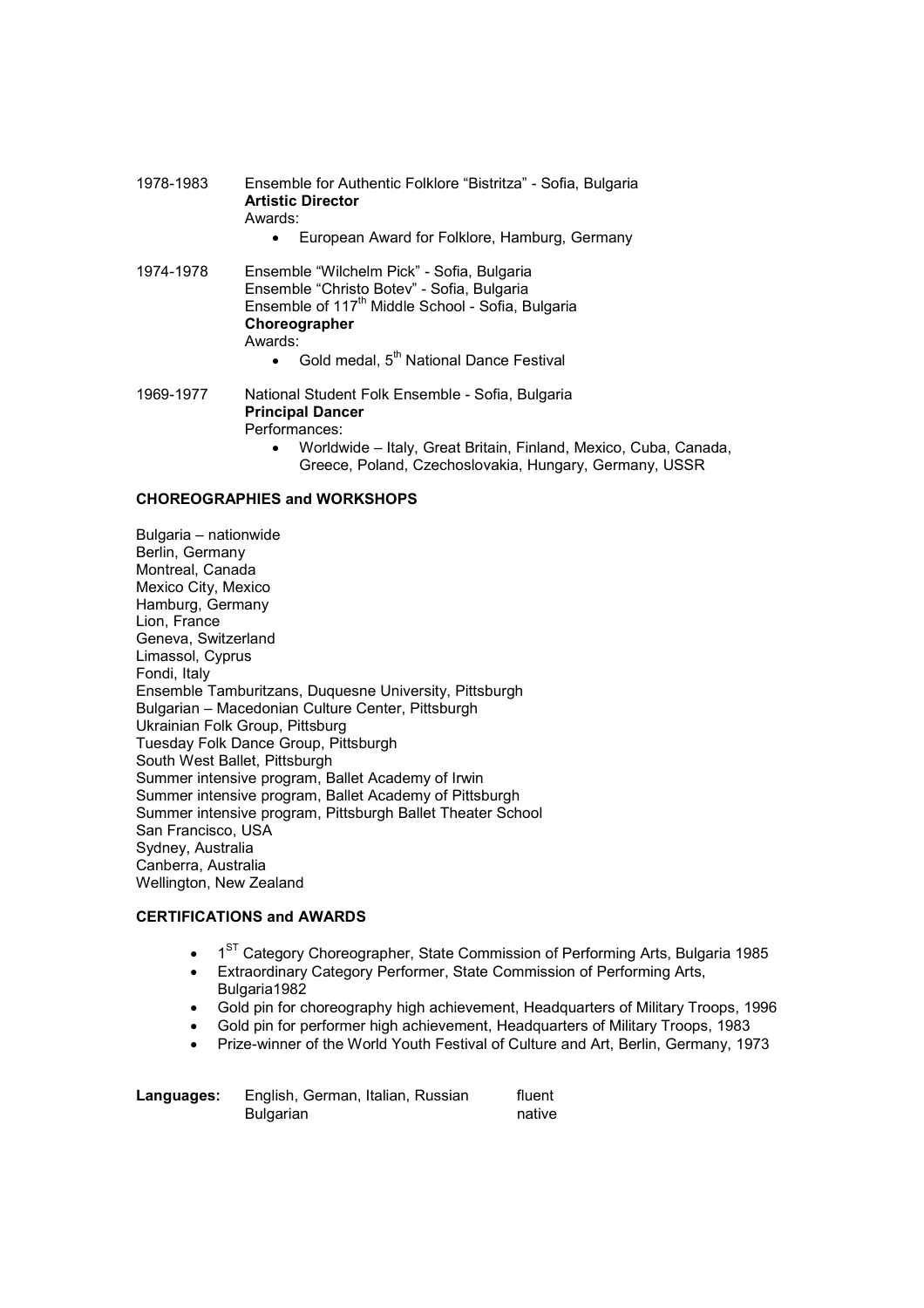1978-1983 Ensemble for Authentic Folklore "Bistritza" - Sofia, Bulgaria
**Artistic Director**
Awards:

- European Award for Folklore, Hamburg, Germany

1974-1978 Ensemble "Wilchelm Pick" - Sofia, Bulgaria
Ensemble "Christo Botev" - Sofia, Bulgaria
Ensemble of 117th Middle School - Sofia, Bulgaria
**Choreographer**
Awards:

- Gold medal, 5th National Dance Festival

1969-1977 National Student Folk Ensemble - Sofia, Bulgaria
**Principal Dancer**
Performances:

- Worldwide – Italy, Great Britain, Finland, Mexico, Cuba, Canada, Greece, Poland, Czechoslovakia, Hungary, Germany, USSR

**CHOREOGRAPHIES and WORKSHOPS**

Bulgaria – nationwide
Berlin, Germany
Montreal, Canada
Mexico City, Mexico
Hamburg, Germany
Lion, France
Geneva, Switzerland
Limassol, Cyprus
Fondi, Italy
Ensemble Tamburitzans, Duquesne University, Pittsburgh
Bulgarian – Macedonian Culture Center, Pittsburgh
Ukrainian Folk Group, Pittsburg
Tuesday Folk Dance Group, Pittsburgh
South West Ballet, Pittsburgh
Summer intensive program, Ballet Academy of Irwin
Summer intensive program, Ballet Academy of Pittsburgh
Summer intensive program, Pittsburgh Ballet Theater School
San Francisco, USA
Sydney, Australia
Canberra, Australia
Wellington, New Zealand

**CERTIFICATIONS and AWARDS**

- 1ST Category Choreographer, State Commission of Performing Arts, Bulgaria 1985
- Extraordinary Category Performer, State Commission of Performing Arts, Bulgaria1982
- Gold pin for choreography high achievement, Headquarters of Military Troops, 1996
- Gold pin for performer high achievement, Headquarters of Military Troops, 1983
- Prize-winner of the World Youth Festival of Culture and Art, Berlin, Germany, 1973

**Languages:** English, German, Italian, Russian fluent
Bulgarian native